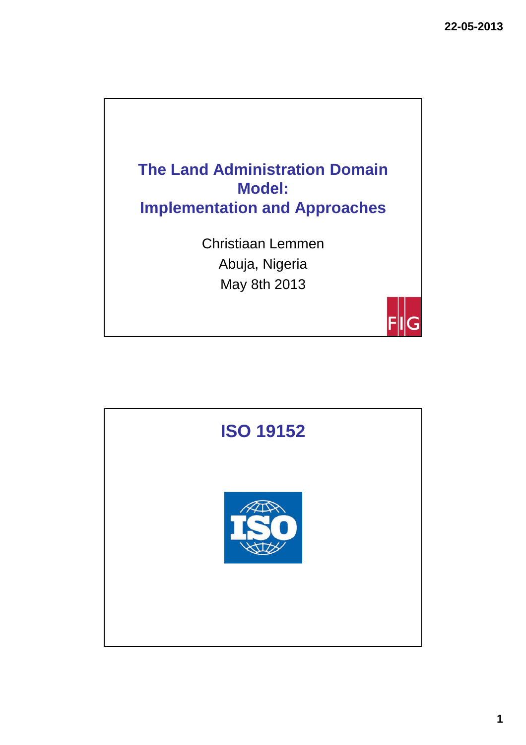# The Land Administration Domain Model: Implementation and Approaches

Christiaan Lemmen

Abuja, Nigeria

May 8th 2013

# ISO 19152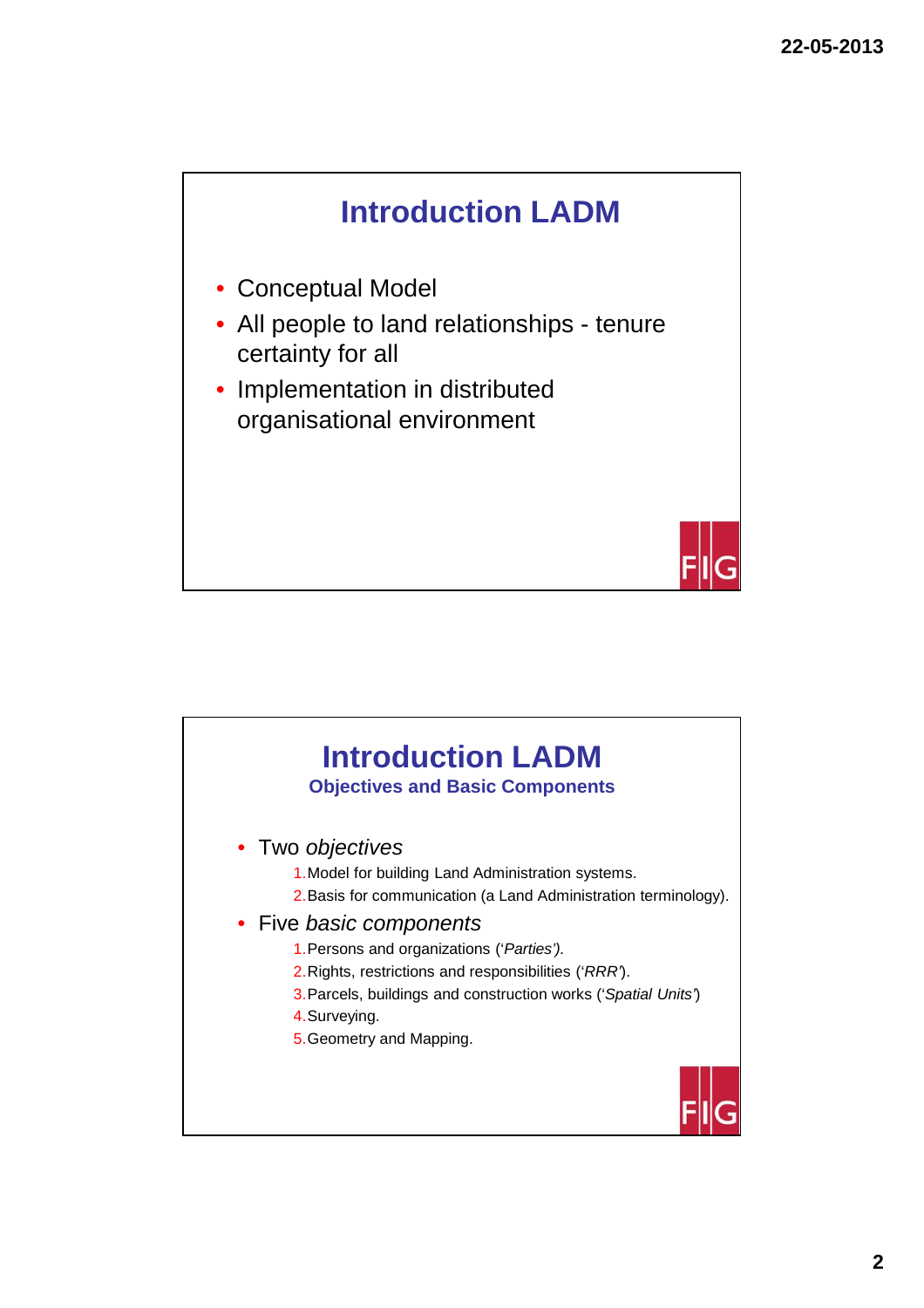# Introduction LADM

- Conceptual Model
- All people to land relationships - tenure certainty for all
- Implementation in distributed organisational environment

# Introduction LADM

## Objectives and Basic Components

- Two *objectives*
  1. Model for building Land Administration systems.
  2. Basis for communication (a Land Administration terminology).
- Five *basic components*
  1. Persons and organizations (‘*Parties*’).
  2. Rights, restrictions and responsibilities (‘*RRR*’).
  3. Parcels, buildings and construction works (‘*Spatial Units*’)
  4. Surveying.
  5. Geometry and Mapping.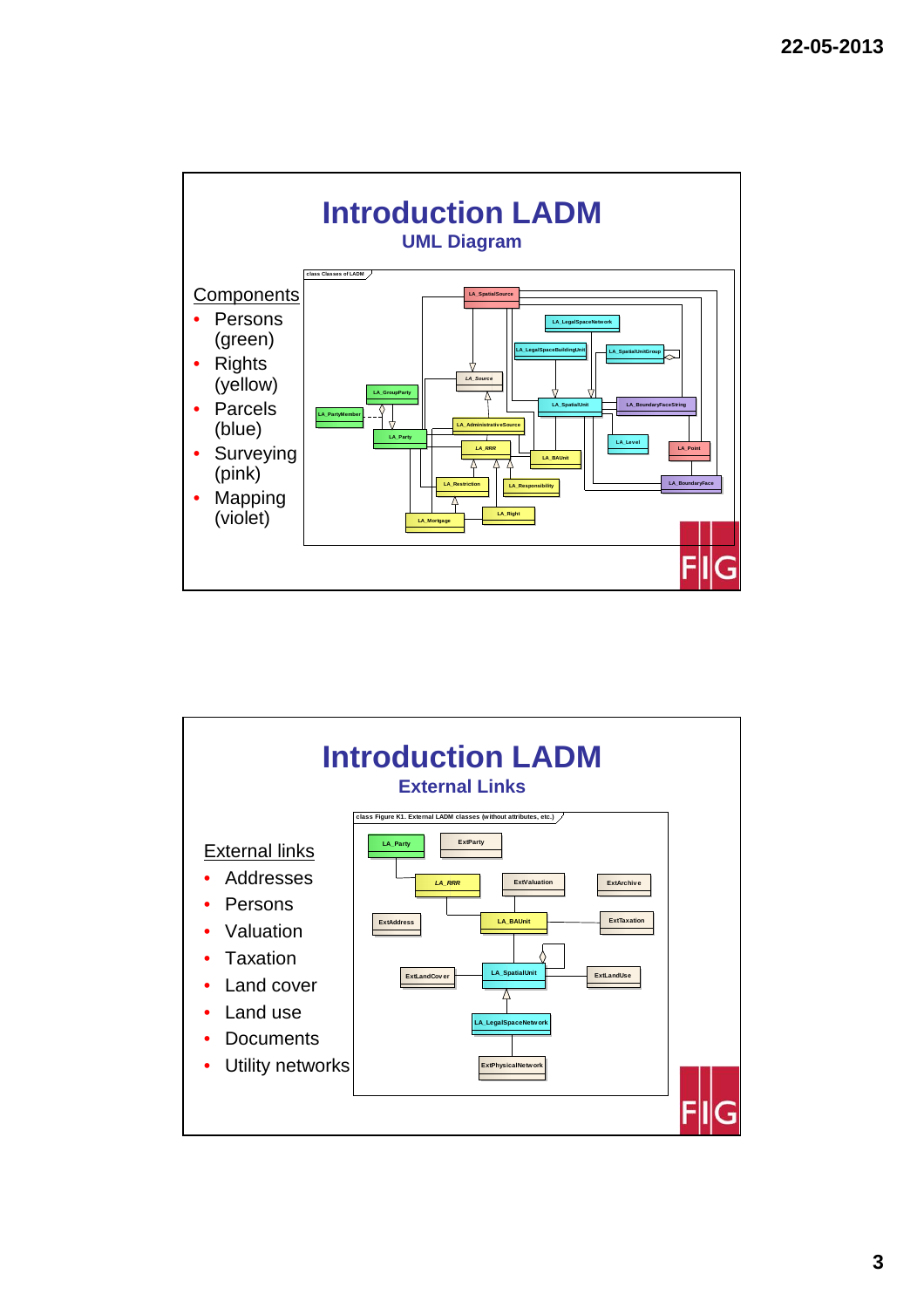# Introduction LADM

## UML Diagram

Components

- Persons (green)
- Rights (yellow)
- Parcels (blue)
- Surveying (pink)
- Mapping (violet)

# Introduction LADM

## External Links

External links

- Addresses
- Persons
- Valuation
- Taxation
- Land cover
- Land use
- Documents
- Utility networks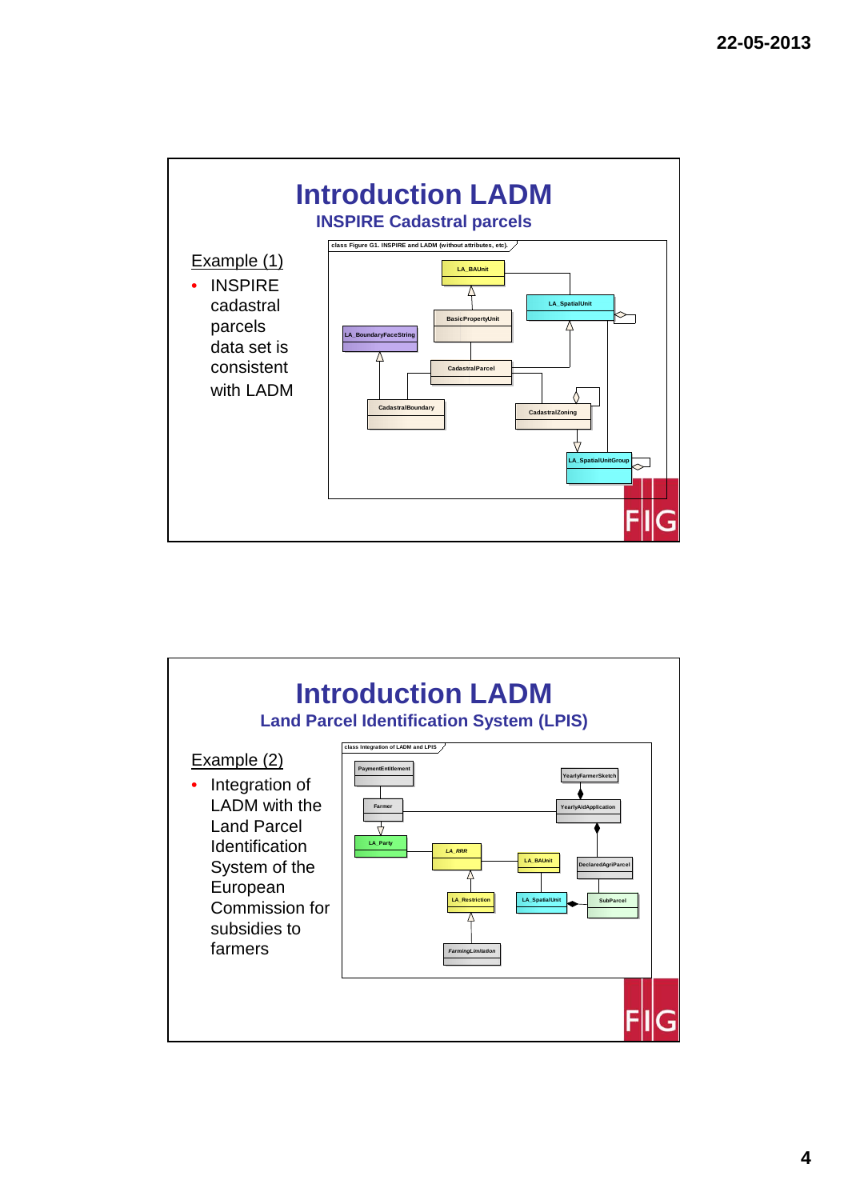# Introduction LADM

## INSPIRE Cadastral parcels

Example (1)

- INSPIRE cadastral parcels data set is consistent with LADM

class Figure G1. INSPIRE and LADM (without attributes, etc).

LA_BAUnit

LA_SpatialUnit

BasicPropertyUnit

LA_BoundaryFaceString

CadastralParcel

CadastralBoundary

CadastralZoning

LA_SpatialUnitGroup

# Introduction LADM

## Land Parcel Identification System (LPIS)

Example (2)

- Integration of LADM with the Land Parcel Identification System of the European Commission for subsidies to farmers

class Integration of LADM and LPIS

PaymentEntitlement

YearlyFarmerSketch

Farmer

YearlyAidApplication

LA_Party

LA_RRR

LA_BAUnit

DeclaredAgriParcel

LA_Restriction

LA_SpatialUnit

SubParcel

FarmingLimitation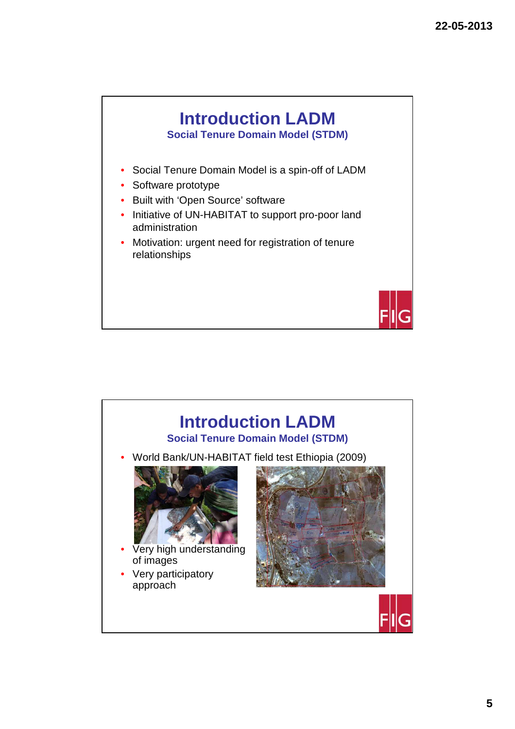## Introduction LADM

### Social Tenure Domain Model (STDM)

- Social Tenure Domain Model is a spin-off of LADM
- Software prototype
- Built with 'Open Source' software
- Initiative of UN-HABITAT to support pro-poor land administration
- Motivation: urgent need for registration of tenure relationships

## Introduction LADM

### Social Tenure Domain Model (STDM)

- World Bank/UN-HABITAT field test Ethiopia (2009)
- Very high understanding of images
- Very participatory approach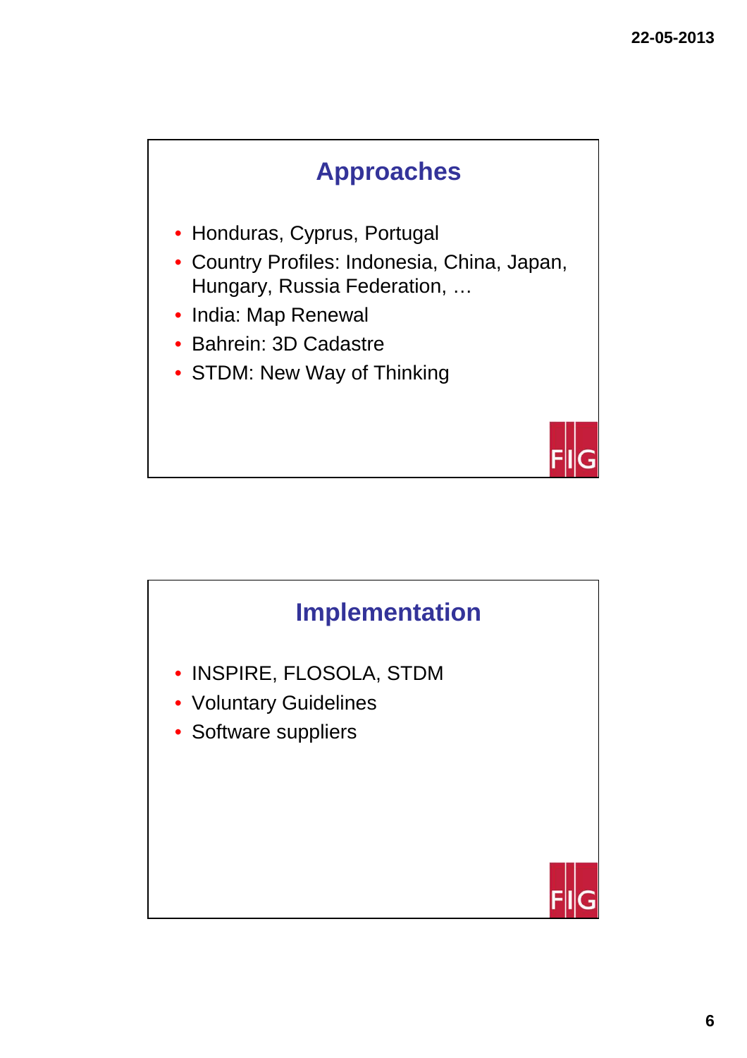## Approaches

- Honduras, Cyprus, Portugal
- Country Profiles: Indonesia, China, Japan, Hungary, Russia Federation, …
- India: Map Renewal
- Bahrein: 3D Cadastre
- STDM: New Way of Thinking

## Implementation

- INSPIRE, FLOSOLA, STDM
- Voluntary Guidelines
- Software suppliers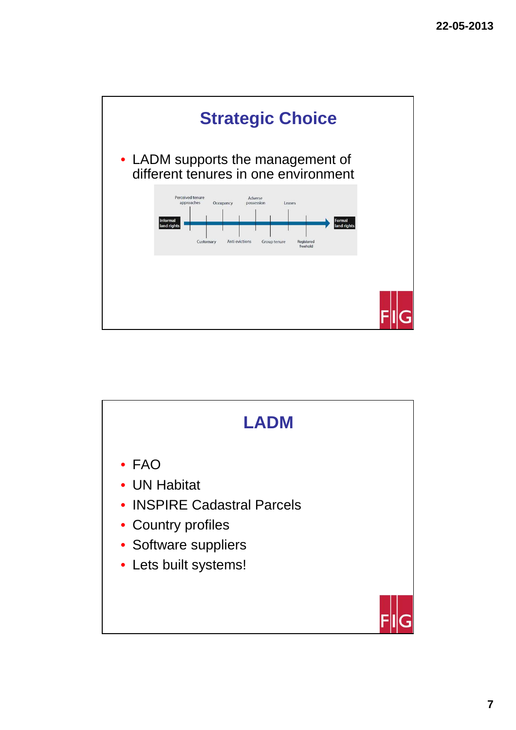## Strategic Choice

- LADM supports the management of different tenures in one environment

Informal land rights — Perceived tenure approaches — Customary — Occupancy — Anti evictions — Adverse possession — Group tenure — Leases — Registered freehold — Formal land rights

## LADM

- FAO
- UN Habitat
- INSPIRE Cadastral Parcels
- Country profiles
- Software suppliers
- Lets built systems!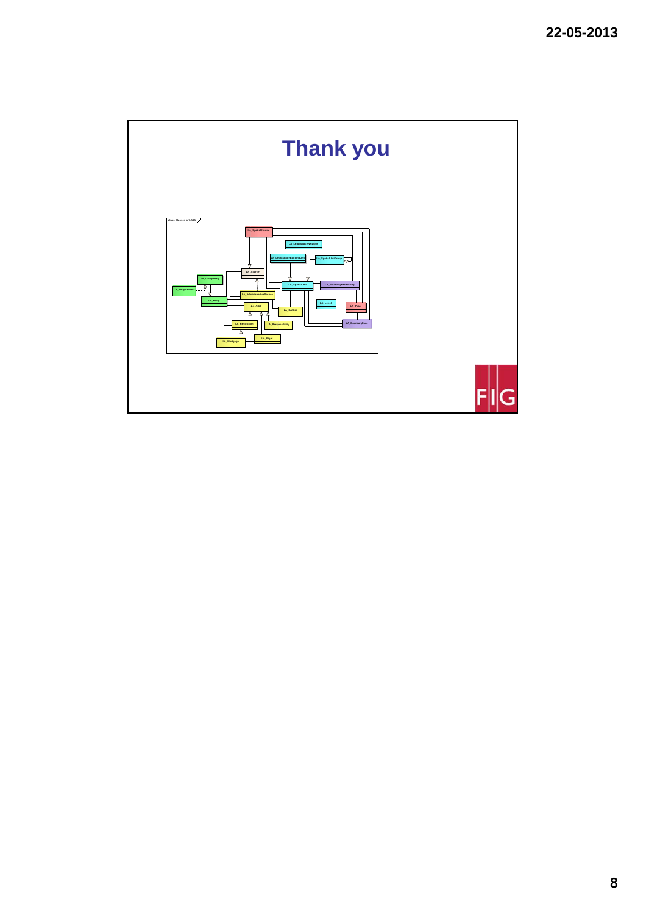# Thank you

class Classes of LADM

LA_SpatialSource

LA_LegalSpaceNetwork

LA_LegalSpaceBuildingUnit

LA_SpatialUnitGroup

LA_Source

LA_GroupParty

LA_PartyMember

LA_SpatialUnit

LA_BoundaryFaceString

LA_AdministrativeSource

LA_Party

LA_RRR

LA_BAUnit

LA_Level

LA_Point

LA_Restriction

LA_Responsibility

LA_BoundaryFace

LA_Mortgage

LA_Right